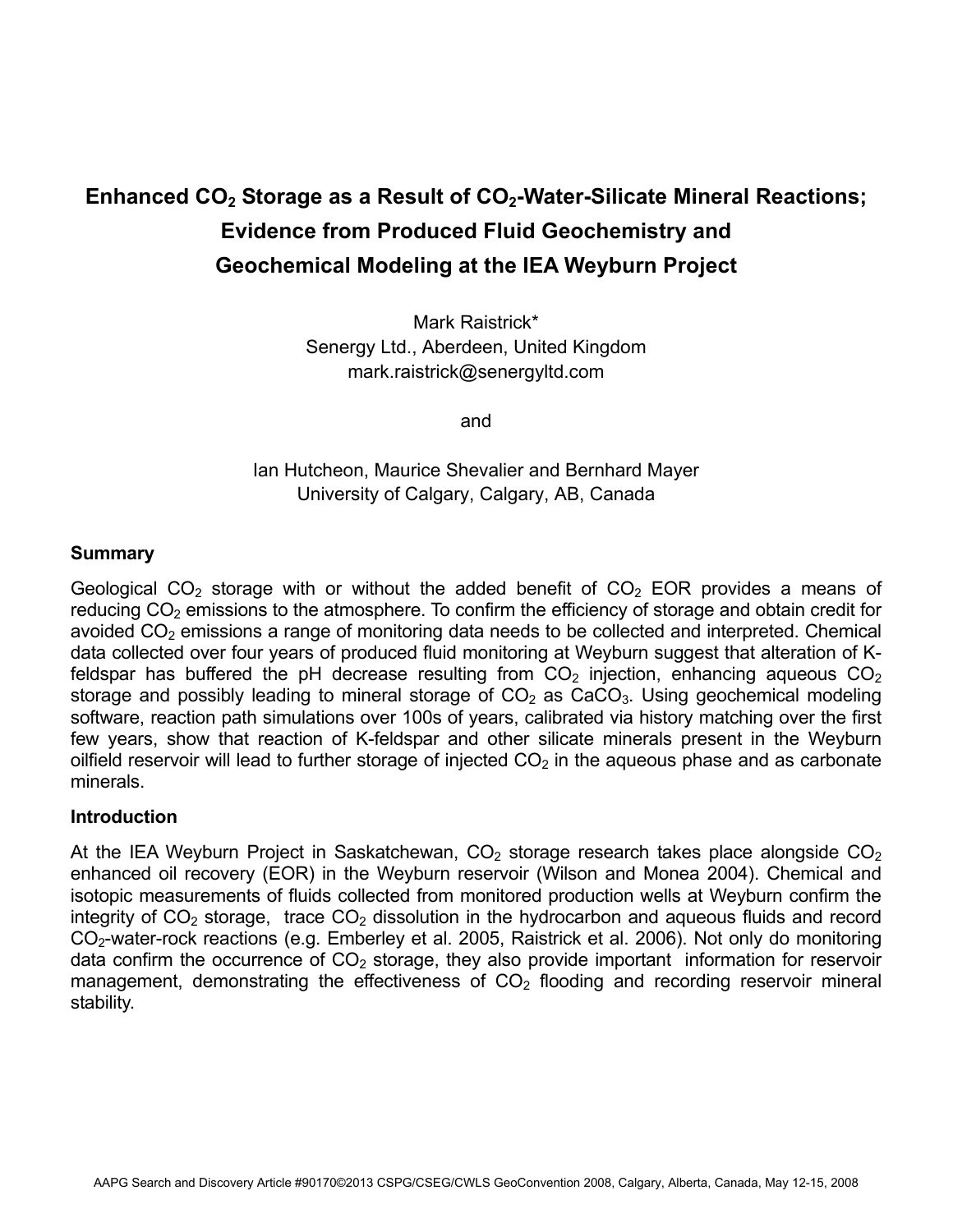# Enhanced $CO_2$ Storage as a Result of $CO_2$-Water-Silicate Mineral Reactions; Evidence from Produced Fluid Geochemistry and Geochemical Modeling at the IEA Weyburn Project

Mark Raistrick*
Senergy Ltd., Aberdeen, United Kingdom
mark.raistrick@senergyltd.com

and

Ian Hutcheon, Maurice Shevalier and Bernhard Mayer
University of Calgary, Calgary, AB, Canada

## Summary

Geological $CO_2$ storage with or without the added benefit of $CO_2$ EOR provides a means of reducing $CO_2$ emissions to the atmosphere. To confirm the efficiency of storage and obtain credit for avoided $CO_2$ emissions a range of monitoring data needs to be collected and interpreted. Chemical data collected over four years of produced fluid monitoring at Weyburn suggest that alteration of K-feldspar has buffered the pH decrease resulting from $CO_2$ injection, enhancing aqueous $CO_2$ storage and possibly leading to mineral storage of $CO_2$ as $CaCO_3$. Using geochemical modeling software, reaction path simulations over 100s of years, calibrated via history matching over the first few years, show that reaction of K-feldspar and other silicate minerals present in the Weyburn oilfield reservoir will lead to further storage of injected $CO_2$ in the aqueous phase and as carbonate minerals.

## Introduction

At the IEA Weyburn Project in Saskatchewan, $CO_2$ storage research takes place alongside $CO_2$ enhanced oil recovery (EOR) in the Weyburn reservoir (Wilson and Monea 2004). Chemical and isotopic measurements of fluids collected from monitored production wells at Weyburn confirm the integrity of $CO_2$ storage, trace $CO_2$ dissolution in the hydrocarbon and aqueous fluids and record $CO_2$-water-rock reactions (e.g. Emberley et al. 2005, Raistrick et al. 2006). Not only do monitoring data confirm the occurrence of $CO_2$ storage, they also provide important information for reservoir management, demonstrating the effectiveness of $CO_2$ flooding and recording reservoir mineral stability.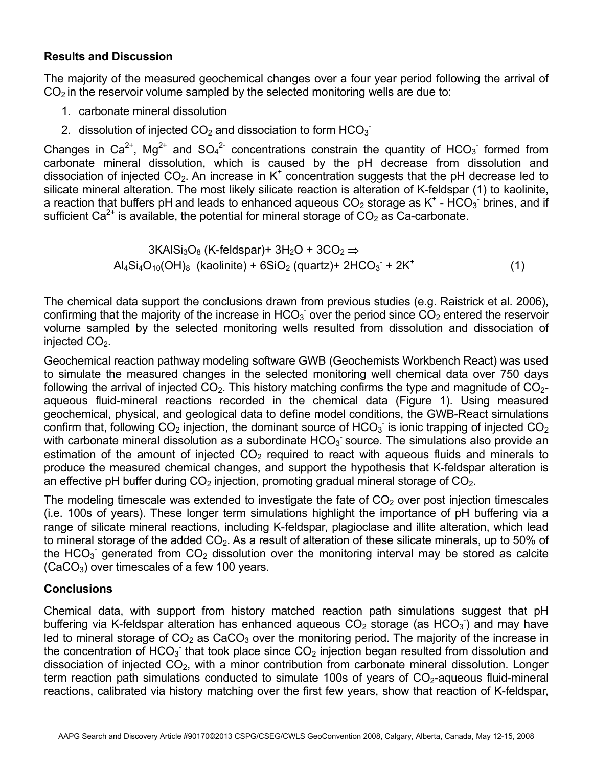## Results and Discussion

The majority of the measured geochemical changes over a four year period following the arrival of $CO_2$ in the reservoir volume sampled by the selected monitoring wells are due to:

1. carbonate mineral dissolution
2. dissolution of injected $CO_2$ and dissociation to form $HCO_3^-$

Changes in $Ca^{2+}$, $Mg^{2+}$ and $SO_4^{2-}$ concentrations constrain the quantity of $HCO_3^-$ formed from carbonate mineral dissolution, which is caused by the pH decrease from dissolution and dissociation of injected $CO_2$. An increase in $K^+$ concentration suggests that the pH decrease led to silicate mineral alteration. The most likely silicate reaction is alteration of K-feldspar (1) to kaolinite, a reaction that buffers pH and leads to enhanced aqueous $CO_2$ storage as $K^+$ - $HCO_3^-$ brines, and if sufficient $Ca^{2+}$ is available, the potential for mineral storage of $CO_2$ as Ca-carbonate.

$$3KAlSi_3O_8 \text{ (K-feldspar)} + 3H_2O + 3CO_2 \Rightarrow Al_4Si_4O_{10}(OH)_8 \text{ (kaolinite)} + 6SiO_2 \text{ (quartz)} + 2HCO_3^- + 2K^+ \quad (1)$$

The chemical data support the conclusions drawn from previous studies (e.g. Raistrick et al. 2006), confirming that the majority of the increase in $HCO_3^-$ over the period since $CO_2$ entered the reservoir volume sampled by the selected monitoring wells resulted from dissolution and dissociation of injected $CO_2$.

Geochemical reaction pathway modeling software GWB (Geochemists Workbench React) was used to simulate the measured changes in the selected monitoring well chemical data over 750 days following the arrival of injected $CO_2$. This history matching confirms the type and magnitude of $CO_2$-aqueous fluid-mineral reactions recorded in the chemical data (Figure 1). Using measured geochemical, physical, and geological data to define model conditions, the GWB-React simulations confirm that, following $CO_2$ injection, the dominant source of $HCO_3^-$ is ionic trapping of injected $CO_2$ with carbonate mineral dissolution as a subordinate $HCO_3^-$ source. The simulations also provide an estimation of the amount of injected $CO_2$ required to react with aqueous fluids and minerals to produce the measured chemical changes, and support the hypothesis that K-feldspar alteration is an effective pH buffer during $CO_2$ injection, promoting gradual mineral storage of $CO_2$.

The modeling timescale was extended to investigate the fate of $CO_2$ over post injection timescales (i.e. 100s of years). These longer term simulations highlight the importance of pH buffering via a range of silicate mineral reactions, including K-feldspar, plagioclase and illite alteration, which lead to mineral storage of the added $CO_2$. As a result of alteration of these silicate minerals, up to 50% of the $HCO_3^-$ generated from $CO_2$ dissolution over the monitoring interval may be stored as calcite ($CaCO_3$) over timescales of a few 100 years.

## Conclusions

Chemical data, with support from history matched reaction path simulations suggest that pH buffering via K-feldspar alteration has enhanced aqueous $CO_2$ storage (as $HCO_3^-$) and may have led to mineral storage of $CO_2$ as $CaCO_3$ over the monitoring period. The majority of the increase in the concentration of $HCO_3^-$ that took place since $CO_2$ injection began resulted from dissolution and dissociation of injected $CO_2$, with a minor contribution from carbonate mineral dissolution. Longer term reaction path simulations conducted to simulate 100s of years of $CO_2$-aqueous fluid-mineral reactions, calibrated via history matching over the first few years, show that reaction of K-feldspar,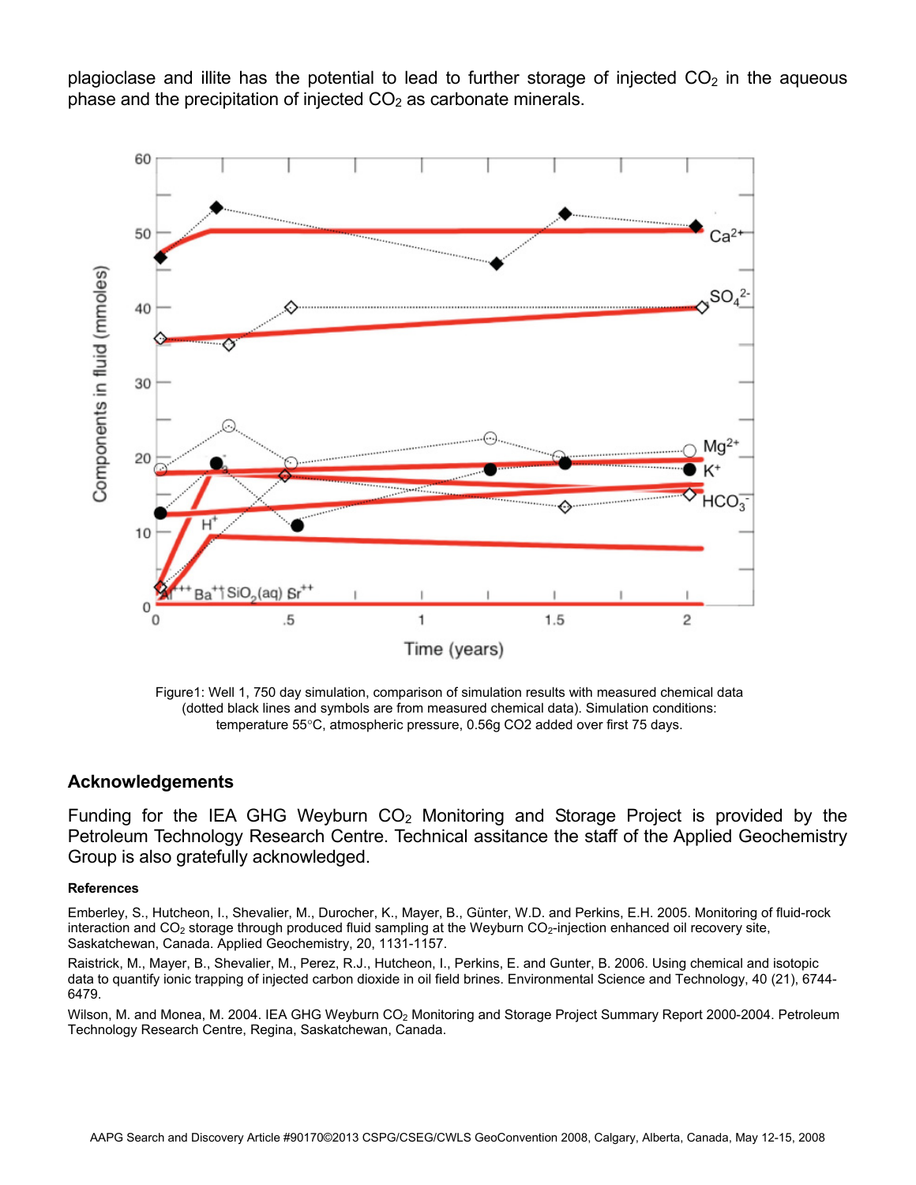plagioclase and illite has the potential to lead to further storage of injected $CO_2$ in the aqueous phase and the precipitation of injected $CO_2$ as carbonate minerals.

Components in fluid (mmoles)

60
50
40
30
20
10
0

0
.5
1
1.5
2

Time (years)

$Ca^{2+}$
$SO_4^{2-}$
$Mg^{2+}$
$K^+$
$HCO_3^-$
$H^+$
$Al^{+++}$ $Ba^{++}$ $SiO_2(aq)$ $Sr^{++}$

Figure1: Well 1, 750 day simulation, comparison of simulation results with measured chemical data (dotted black lines and symbols are from measured chemical data). Simulation conditions: temperature 55°C, atmospheric pressure, 0.56g CO2 added over first 75 days.

## Acknowledgements

Funding for the IEA GHG Weyburn $CO_2$ Monitoring and Storage Project is provided by the Petroleum Technology Research Centre. Technical assitance the staff of the Applied Geochemistry Group is also gratefully acknowledged.

#### References

Emberley, S., Hutcheon, I., Shevalier, M., Durocher, K., Mayer, B., Günter, W.D. and Perkins, E.H. 2005. Monitoring of fluid-rock interaction and $CO_2$ storage through produced fluid sampling at the Weyburn $CO_2$-injection enhanced oil recovery site, Saskatchewan, Canada. Applied Geochemistry, 20, 1131-1157.

Raistrick, M., Mayer, B., Shevalier, M., Perez, R.J., Hutcheon, I., Perkins, E. and Gunter, B. 2006. Using chemical and isotopic data to quantify ionic trapping of injected carbon dioxide in oil field brines. Environmental Science and Technology, 40 (21), 6744-6479.

Wilson, M. and Monea, M. 2004. IEA GHG Weyburn $CO_2$ Monitoring and Storage Project Summary Report 2000-2004. Petroleum Technology Research Centre, Regina, Saskatchewan, Canada.